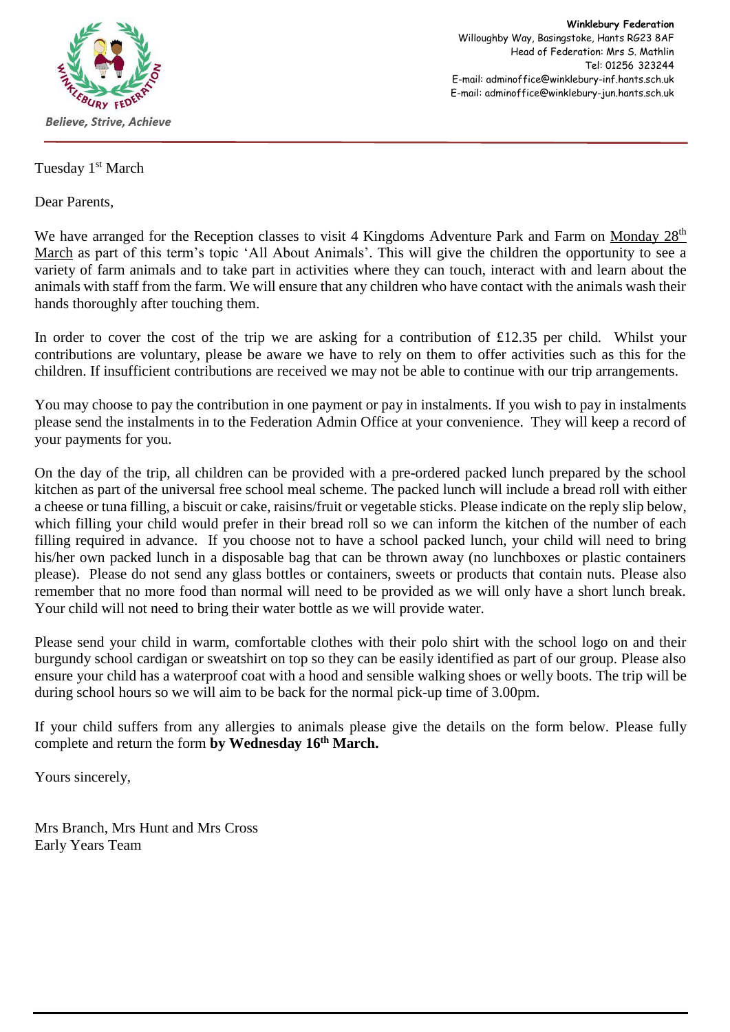Believe, Strive, Achieve

**Winklebury Federation**
Willoughby Way, Basingstoke, Hants RG23 8AF
Head of Federation: Mrs S. Mathlin
Tel: 01256 323244
E-mail: adminoffice@winklebury-inf.hants.sch.uk
E-mail: adminoffice@winklebury-jun.hants.sch.uk

Tuesday 1st March

Dear Parents,

We have arranged for the Reception classes to visit 4 Kingdoms Adventure Park and Farm on Monday 28th March as part of this term's topic 'All About Animals'. This will give the children the opportunity to see a variety of farm animals and to take part in activities where they can touch, interact with and learn about the animals with staff from the farm. We will ensure that any children who have contact with the animals wash their hands thoroughly after touching them.

In order to cover the cost of the trip we are asking for a contribution of £12.35 per child. Whilst your contributions are voluntary, please be aware we have to rely on them to offer activities such as this for the children. If insufficient contributions are received we may not be able to continue with our trip arrangements.

You may choose to pay the contribution in one payment or pay in instalments. If you wish to pay in instalments please send the instalments in to the Federation Admin Office at your convenience. They will keep a record of your payments for you.

On the day of the trip, all children can be provided with a pre-ordered packed lunch prepared by the school kitchen as part of the universal free school meal scheme. The packed lunch will include a bread roll with either a cheese or tuna filling, a biscuit or cake, raisins/fruit or vegetable sticks. Please indicate on the reply slip below, which filling your child would prefer in their bread roll so we can inform the kitchen of the number of each filling required in advance. If you choose not to have a school packed lunch, your child will need to bring his/her own packed lunch in a disposable bag that can be thrown away (no lunchboxes or plastic containers please). Please do not send any glass bottles or containers, sweets or products that contain nuts. Please also remember that no more food than normal will need to be provided as we will only have a short lunch break. Your child will not need to bring their water bottle as we will provide water.

Please send your child in warm, comfortable clothes with their polo shirt with the school logo on and their burgundy school cardigan or sweatshirt on top so they can be easily identified as part of our group. Please also ensure your child has a waterproof coat with a hood and sensible walking shoes or welly boots. The trip will be during school hours so we will aim to be back for the normal pick-up time of 3.00pm.

If your child suffers from any allergies to animals please give the details on the form below. Please fully complete and return the form **by Wednesday 16th March.**

Yours sincerely,

Mrs Branch, Mrs Hunt and Mrs Cross
Early Years Team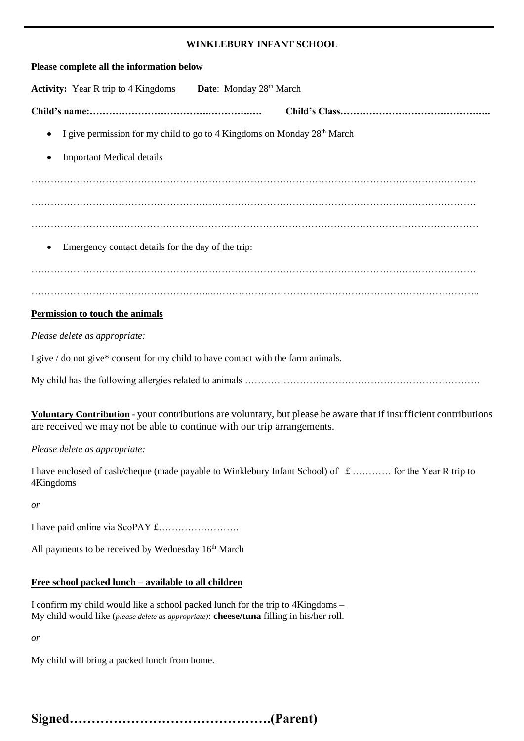**WINKLEBURY INFANT SCHOOL**

**Please complete all the information below**

**Activity:** Year R trip to 4 Kingdoms **Date**: Monday 28th March

**Child's name:……………………………..…………..…. Child's Class……………………………………….**

- I give permission for my child to go to 4 Kingdoms on Monday 28th March
- Important Medical details

………………………………………………………………………………………………………………

………………………………………………………………………………………………………………

………………………………………………………………………………………………………………

- Emergency contact details for the day of the trip:

………………………………………………………………………………………………………………

………………………………………………………………………………………………………………..

**Permission to touch the animals**

*Please delete as appropriate:*

I give / do not give* consent for my child to have contact with the farm animals.

My child has the following allergies related to animals ……………………………………………………………….

**Voluntary Contribution** - your contributions are voluntary, but please be aware that if insufficient contributions are received we may not be able to continue with our trip arrangements.

*Please delete as appropriate:*

I have enclosed of cash/cheque (made payable to Winklebury Infant School) of £ ………… for the Year R trip to 4Kingdoms

*or*

I have paid online via ScoPAY £…………………….

All payments to be received by Wednesday 16th March

**Free school packed lunch – available to all children**

I confirm my child would like a school packed lunch for the trip to 4Kingdoms –
My child would like (*please delete as appropriate)*: **cheese/tuna** filling in his/her roll.

*or*

My child will bring a packed lunch from home.

**Signed……………………………………….(Parent)**